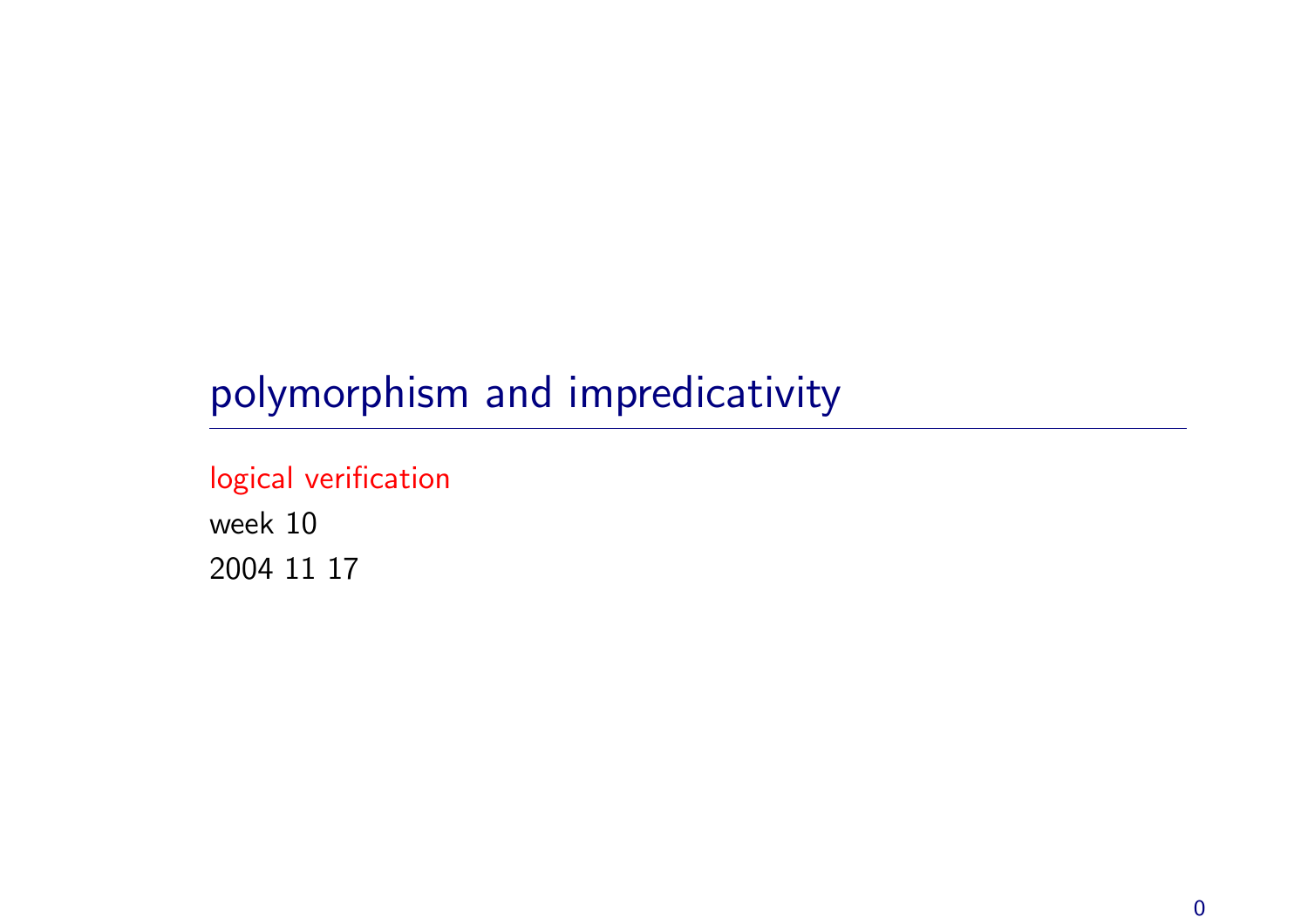# polymorphism and impredicativity

logical verification

week 10

2004 11 17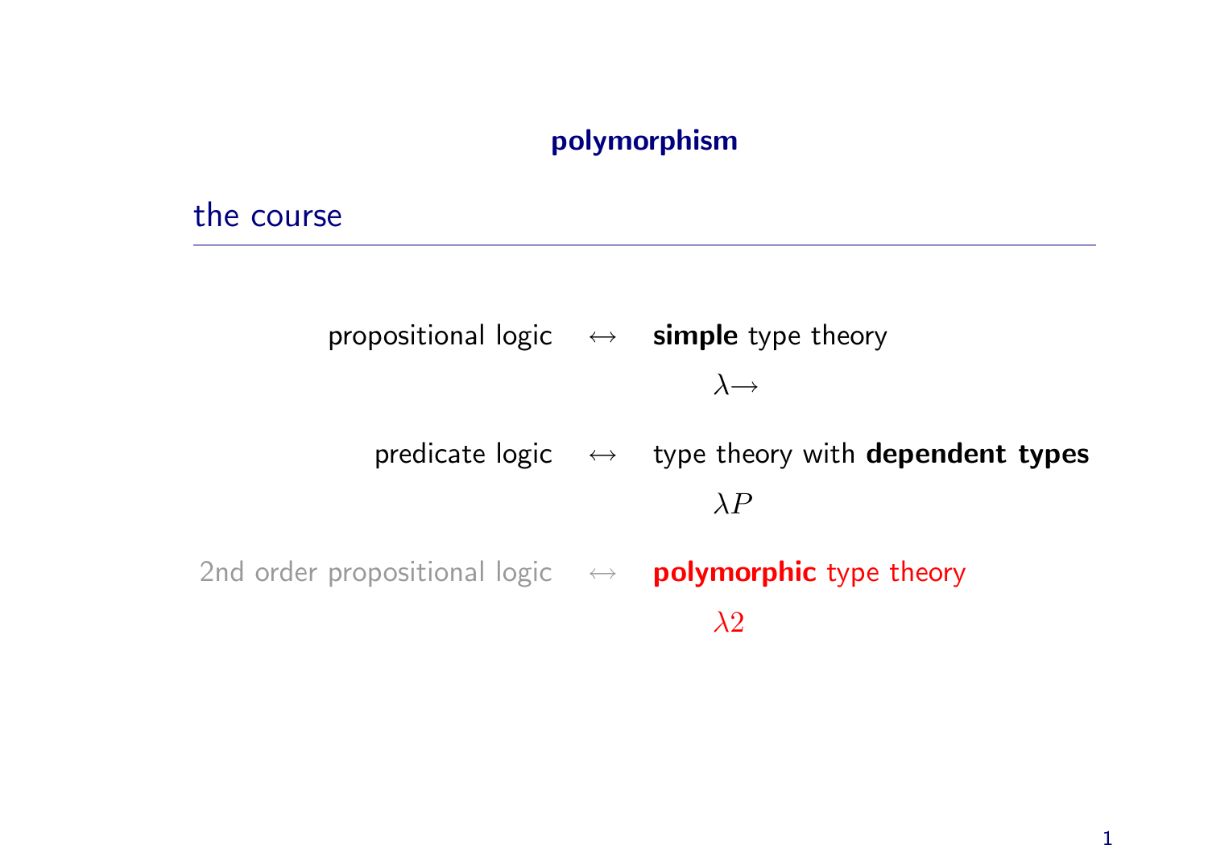**polymorphism**

## the course

| | | |
|---|---|---|
| propositional logic | $\leftrightarrow$ | **simple** type theory |
| | | $\lambda{\rightarrow}$ |
| predicate logic | $\leftrightarrow$ | type theory with **dependent types** |
| | | $\lambda P$ |
| 2nd order propositional logic | $\leftrightarrow$ | **polymorphic** type theory |
| | | $\lambda 2$ |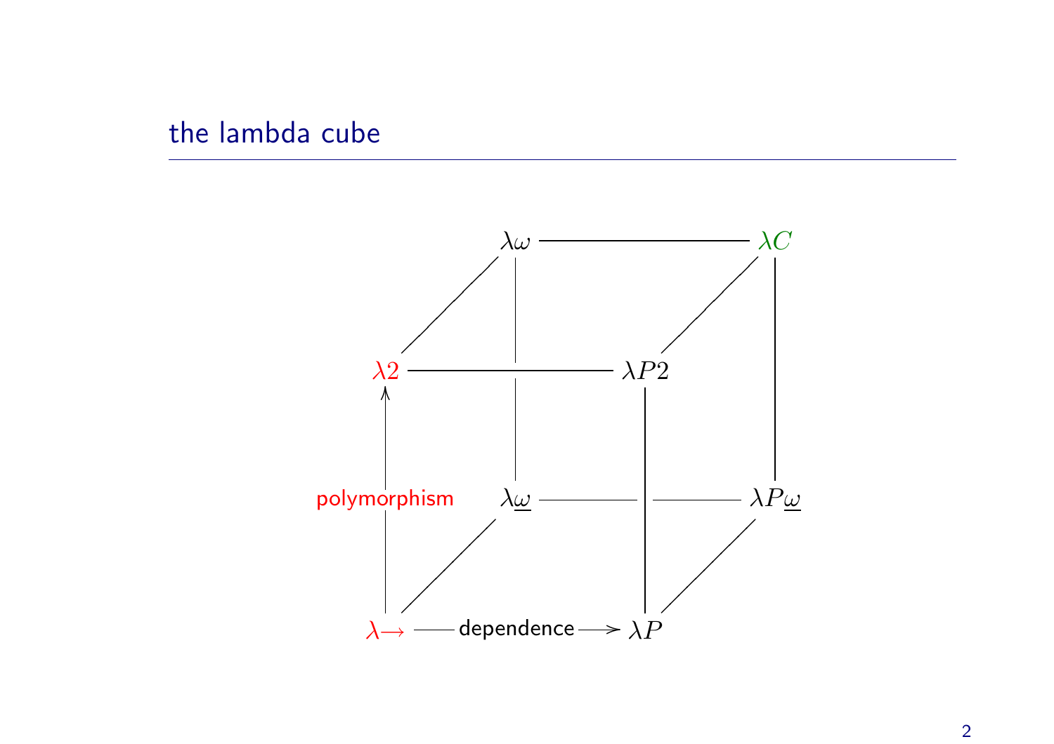## the lambda cube

$\lambda\omega$ — $\lambda C$

$\lambda 2$ — $\lambda P2$

polymorphism

$\lambda\underline{\omega}$ — $\lambda P\underline{\omega}$

$\lambda{\rightarrow}$ — dependence → $\lambda P$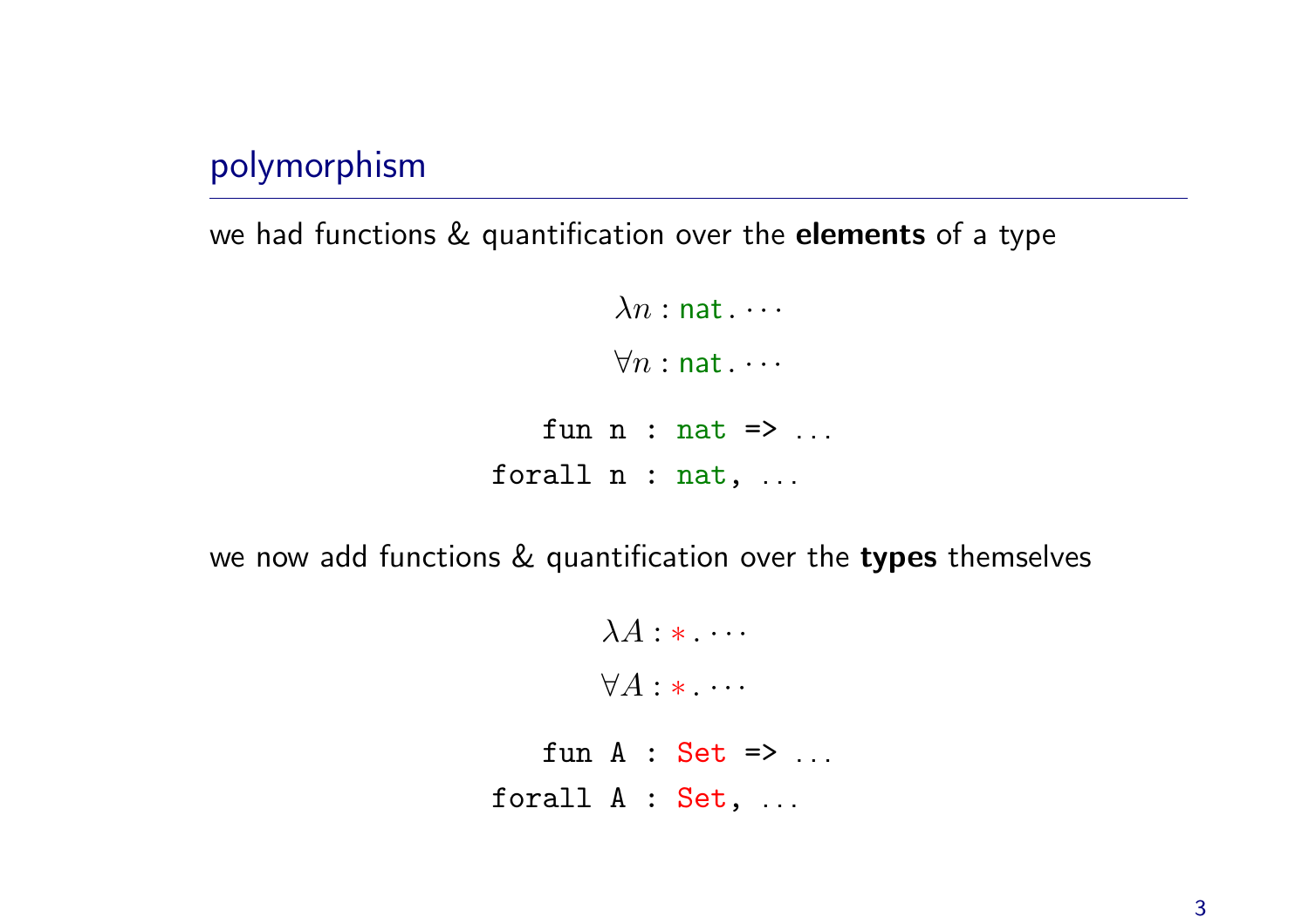## polymorphism

we had functions & quantification over the **elements** of a type

$$\lambda n : \mathtt{nat}.\ \cdots$$

$$\forall n : \mathtt{nat}.\ \cdots$$

```
fun n : nat => ...
forall n : nat, ...
```

we now add functions & quantification over the **types** themselves

$$\lambda A : *.\ \cdots$$

$$\forall A : *.\ \cdots$$

```
fun A : Set => ...
forall A : Set, ...
```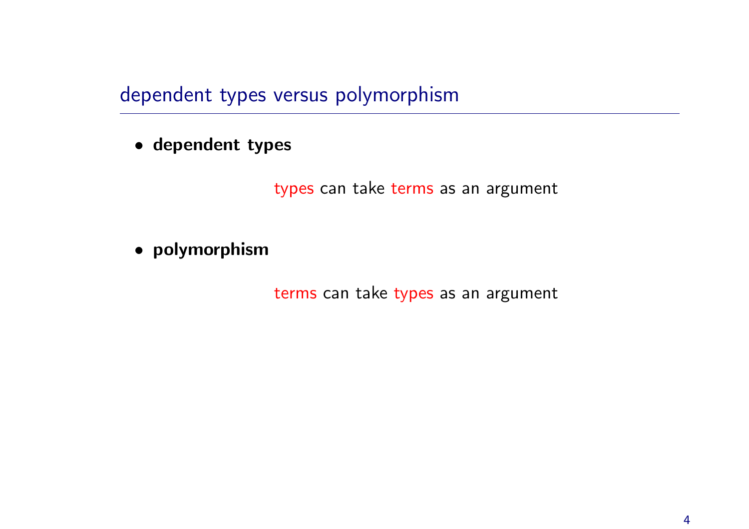## dependent types versus polymorphism

- **dependent types**

  types can take terms as an argument

- **polymorphism**

  terms can take types as an argument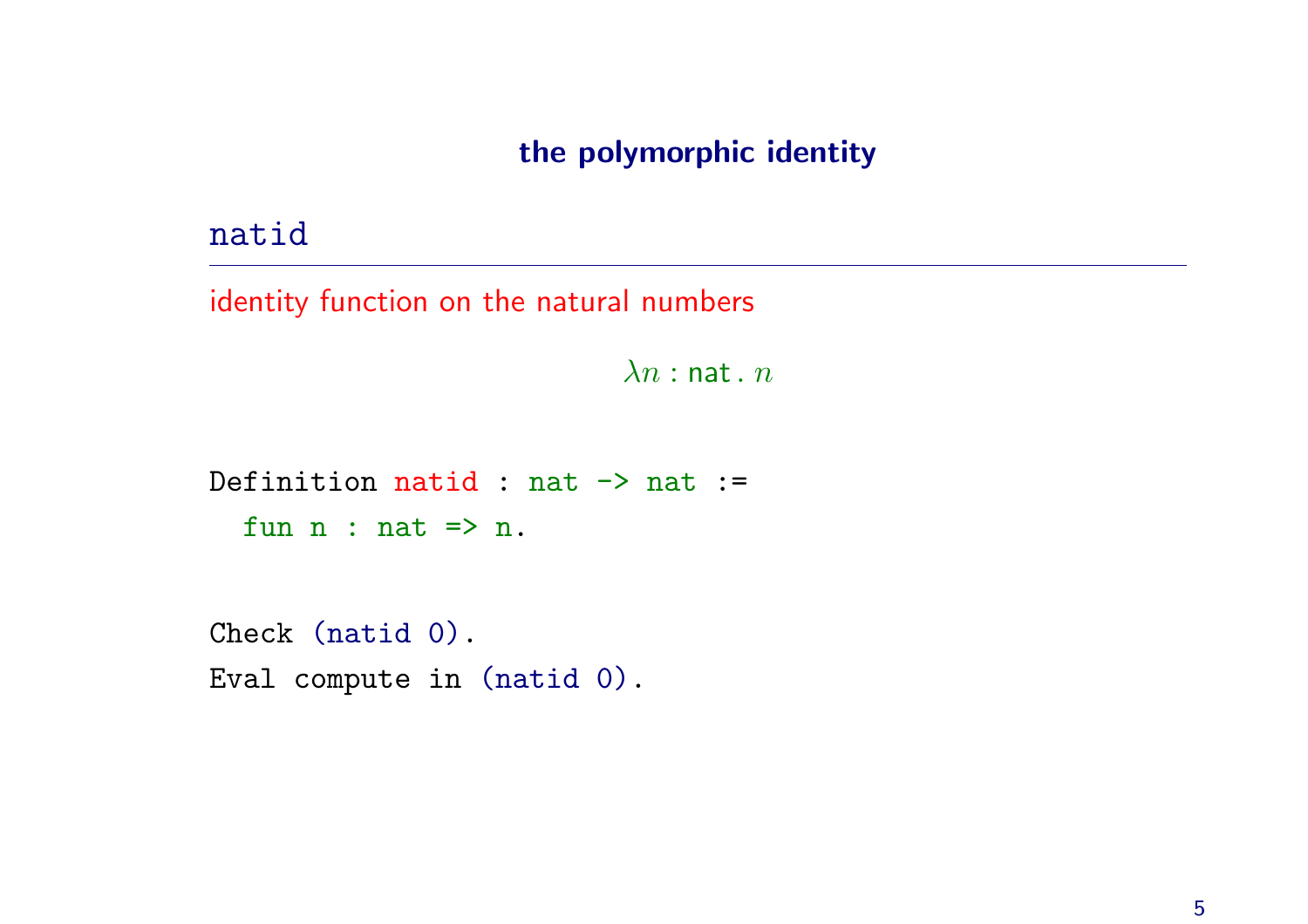## the polymorphic identity

### natid

identity function on the natural numbers

$$\lambda n : \mathsf{nat} \,.\, n$$

```
Definition natid : nat -> nat :=
  fun n : nat => n.
```

```
Check (natid 0).
Eval compute in (natid 0).
```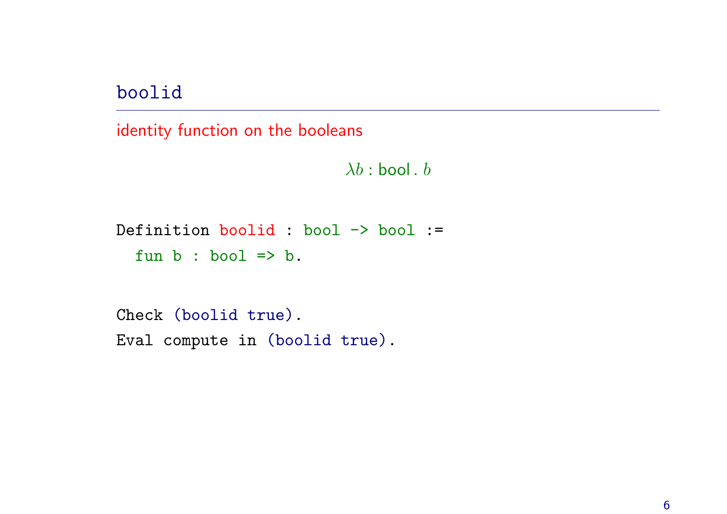## boolid

identity function on the booleans

$$\lambda b : \mathsf{bool} \,.\, b$$

```
Definition boolid : bool -> bool :=
  fun b : bool => b.
```

```
Check (boolid true).
Eval compute in (boolid true).
```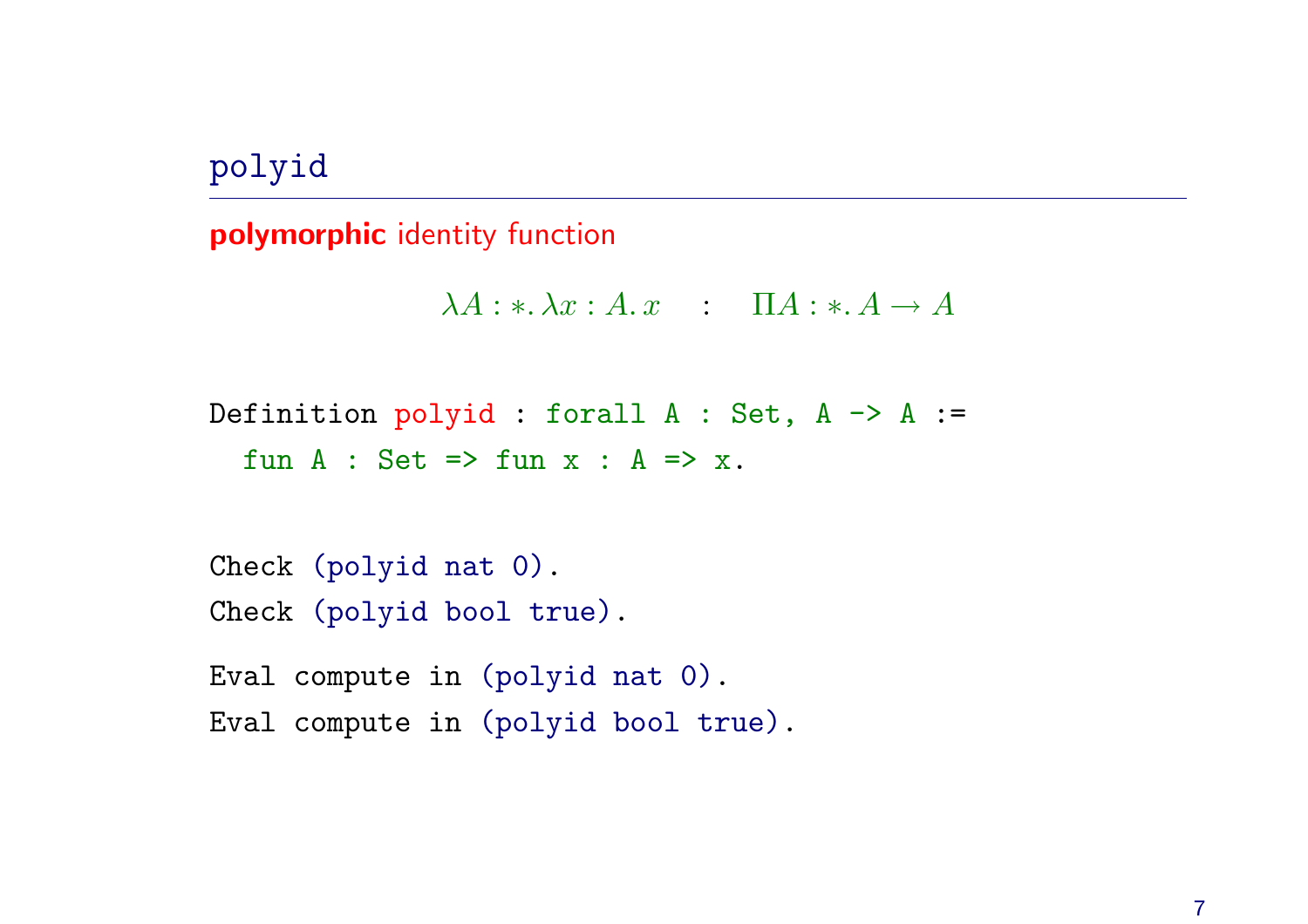# polyid

**polymorphic** identity function

$$\lambda A : *. \lambda x : A. x \quad : \quad \Pi A : *. A \to A$$

```
Definition polyid : forall A : Set, A -> A :=
  fun A : Set => fun x : A => x.
```

```
Check (polyid nat 0).
Check (polyid bool true).
```

```
Eval compute in (polyid nat 0).
Eval compute in (polyid bool true).
```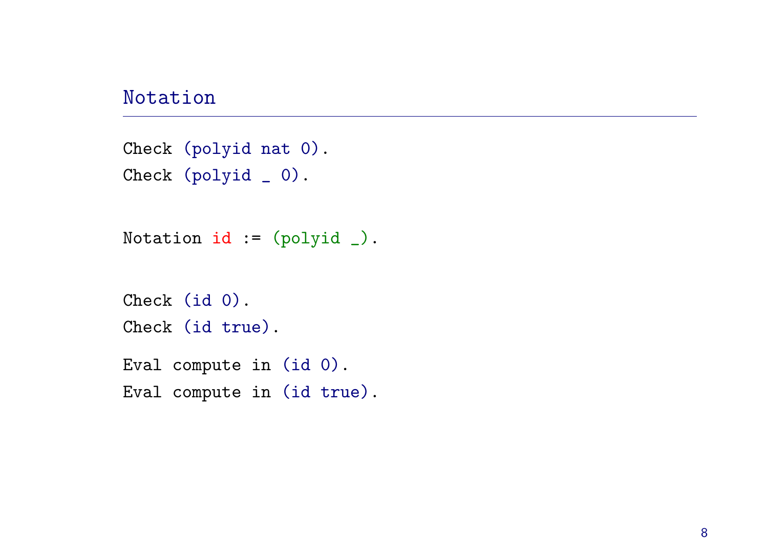## Notation

```
Check (polyid nat 0).
Check (polyid _ 0).

Notation id := (polyid _).

Check (id 0).
Check (id true).

Eval compute in (id 0).
Eval compute in (id true).
```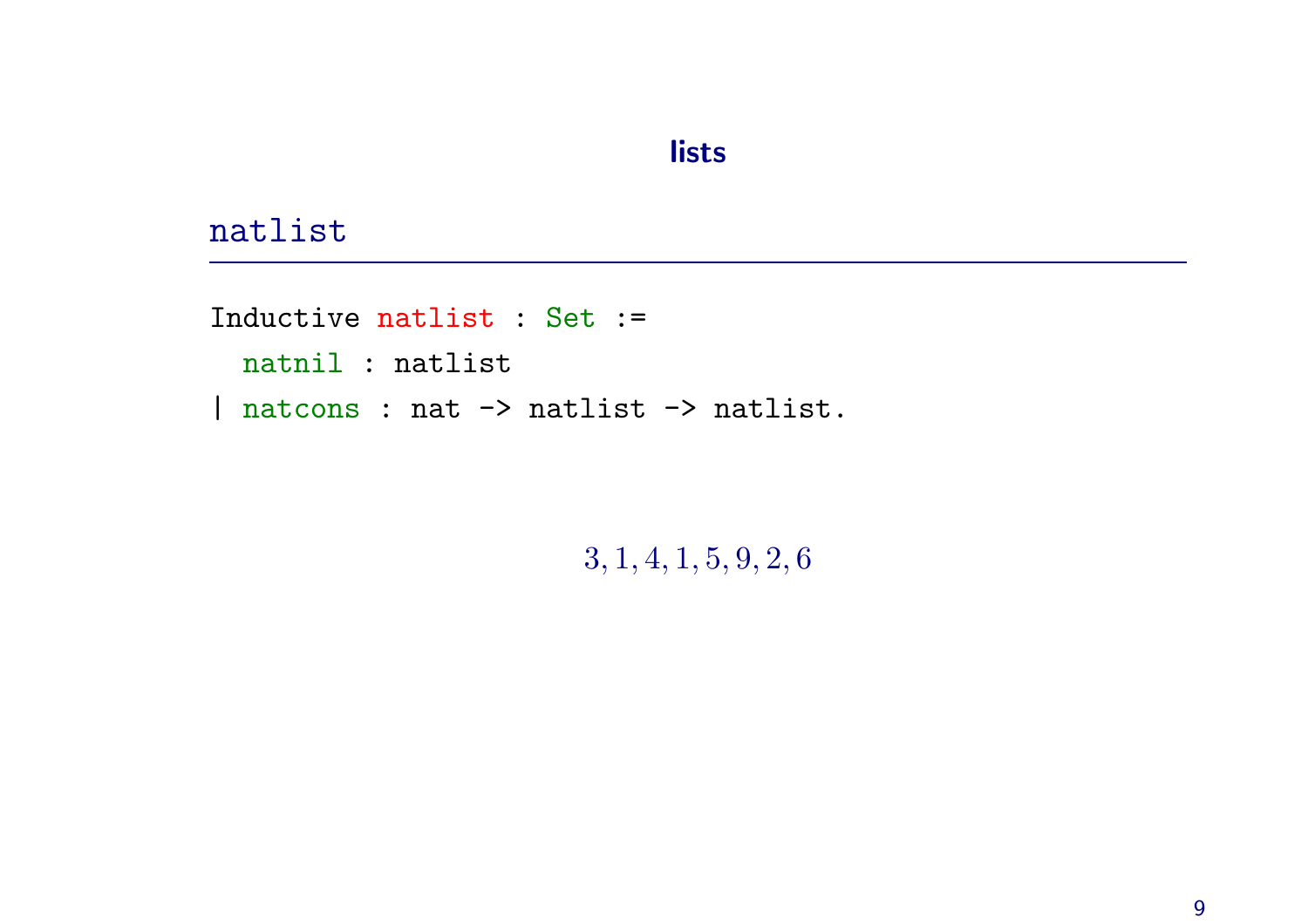# lists

## natlist

```
Inductive natlist : Set :=
  natnil : natlist
| natcons : nat -> natlist -> natlist.
```

$$3, 1, 4, 1, 5, 9, 2, 6$$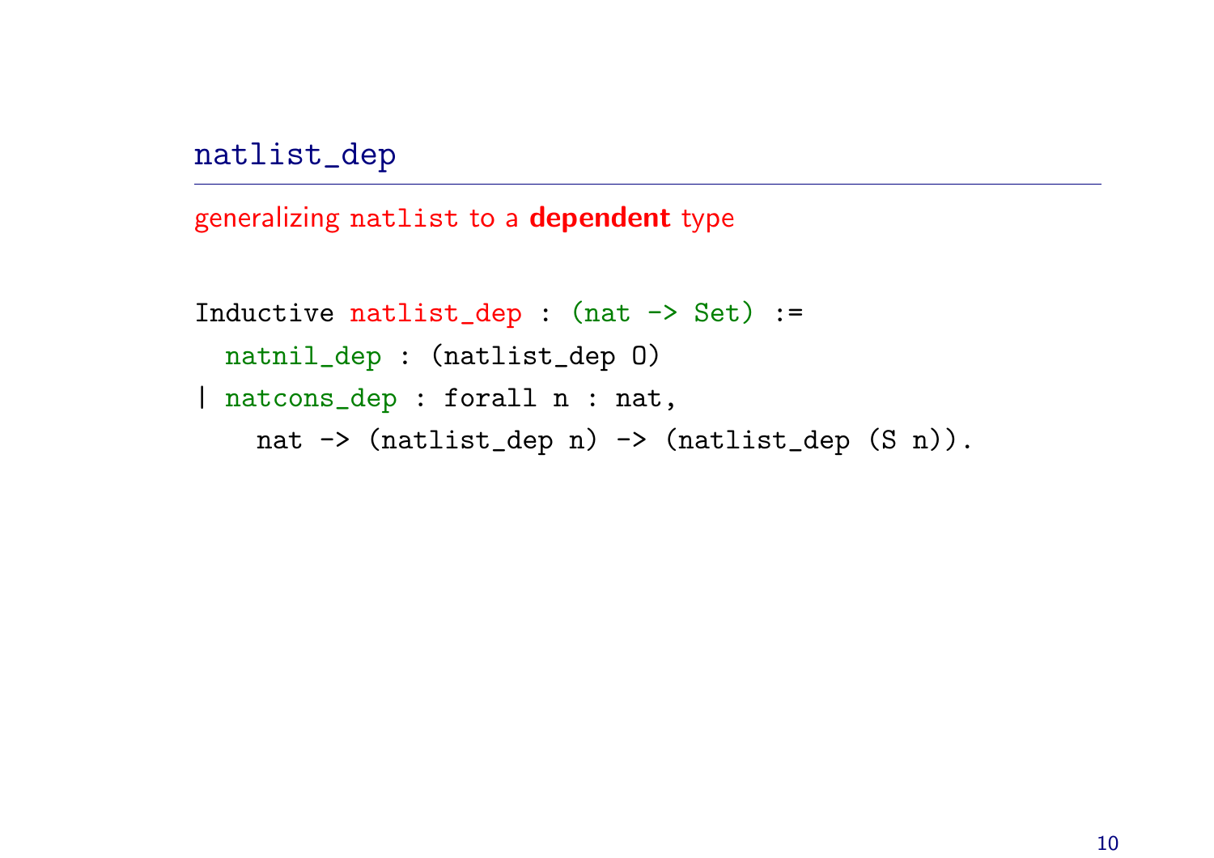## natlist_dep

generalizing natlist to a **dependent** type

```
Inductive natlist_dep : (nat -> Set) :=
  natnil_dep : (natlist_dep O)
| natcons_dep : forall n : nat,
    nat -> (natlist_dep n) -> (natlist_dep (S n)).
```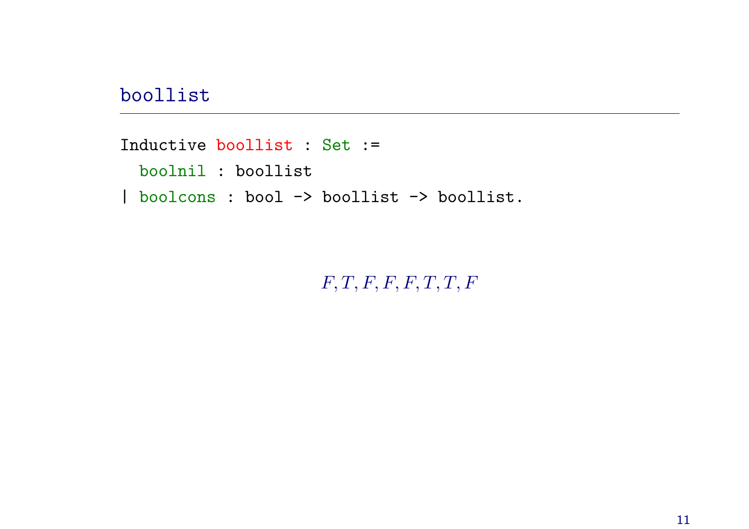## boollist

```
Inductive boollist : Set :=
  boolnil : boollist
| boolcons : bool -> boollist -> boollist.
```

$$F, T, F, F, F, T, T, F$$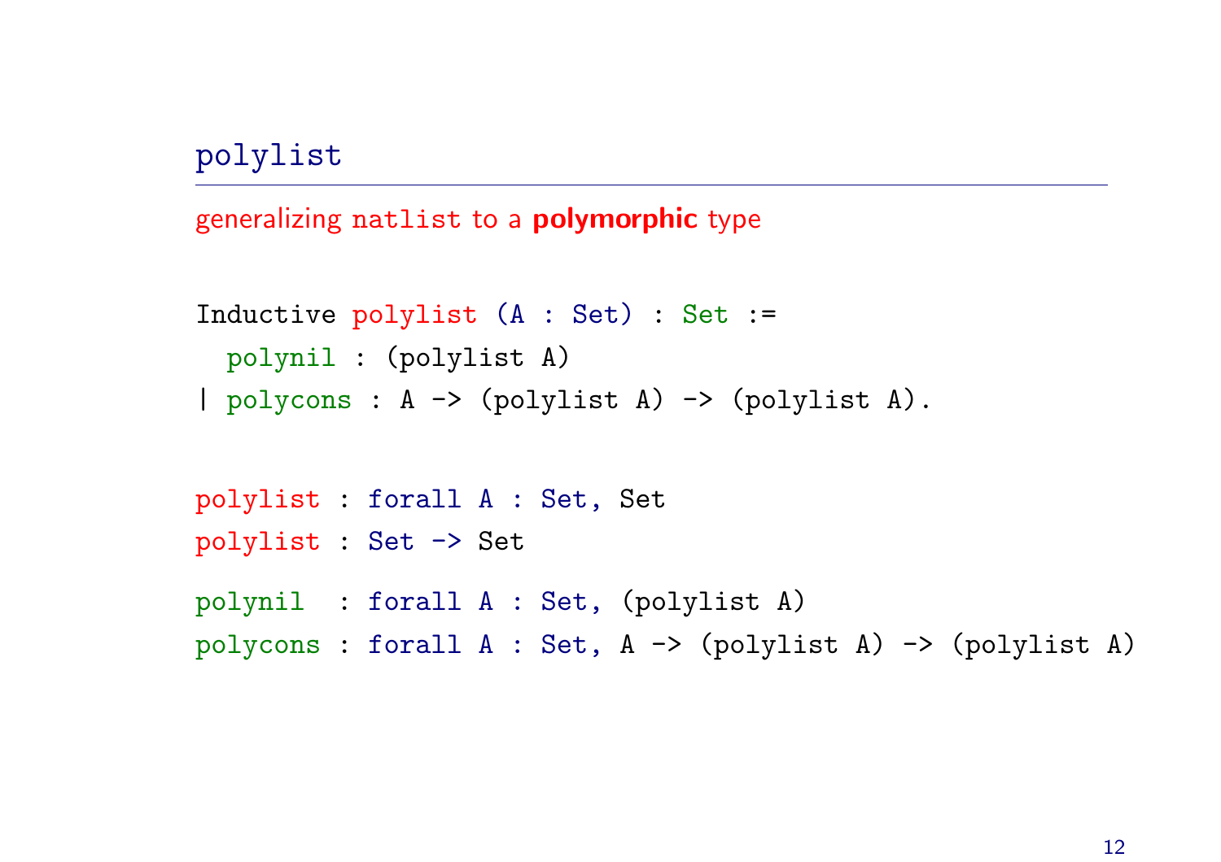## polylist

generalizing natlist to a **polymorphic** type

```
Inductive polylist (A : Set) : Set :=
  polynil : (polylist A)
| polycons : A -> (polylist A) -> (polylist A).
```

```
polylist : forall A : Set, Set
polylist : Set -> Set
```

```
polynil  : forall A : Set, (polylist A)
polycons : forall A : Set, A -> (polylist A) -> (polylist A)
```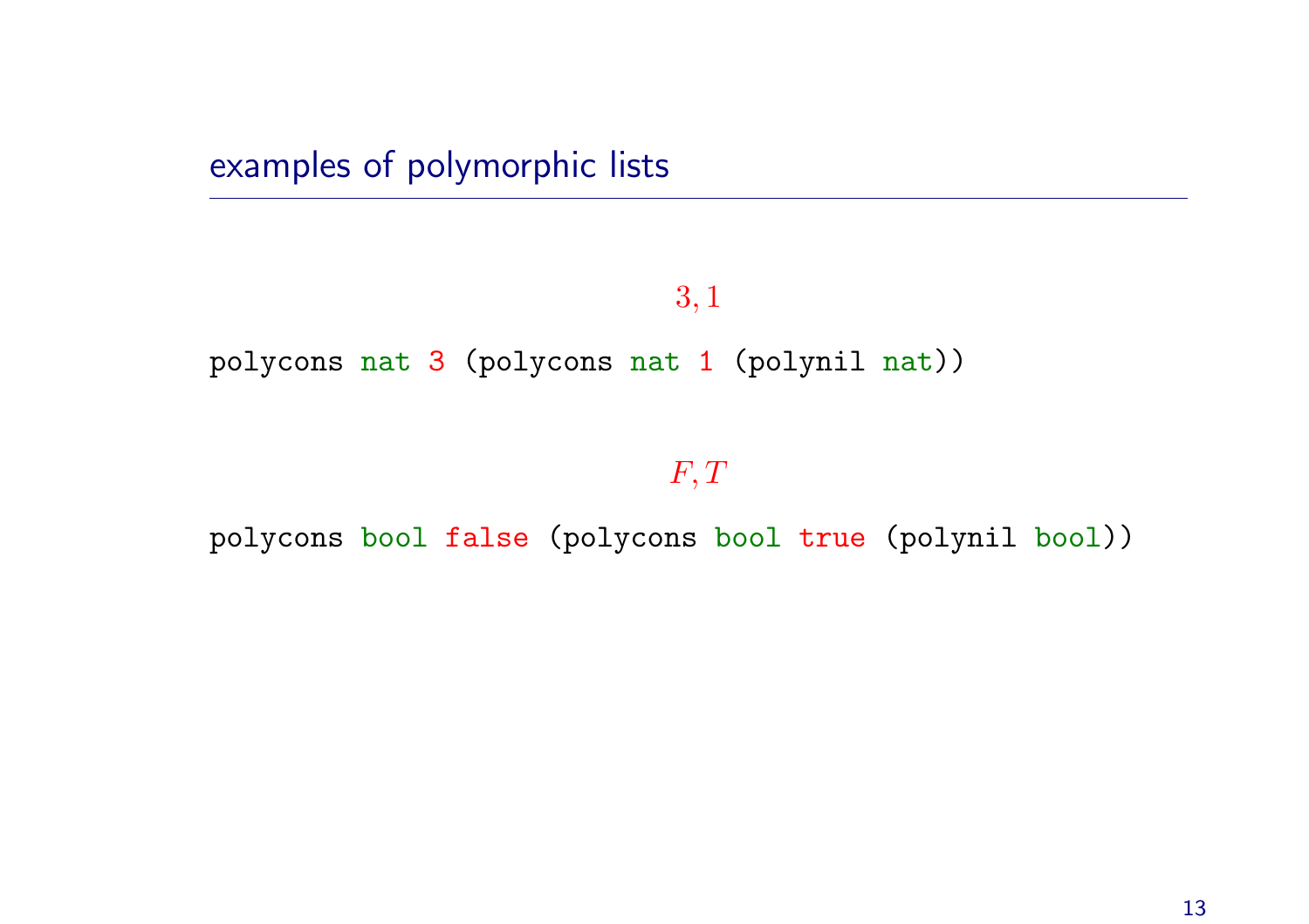## examples of polymorphic lists

$$3, 1$$

```
polycons nat 3 (polycons nat 1 (polynil nat))
```

$$F, T$$

```
polycons bool false (polycons bool true (polynil bool))
```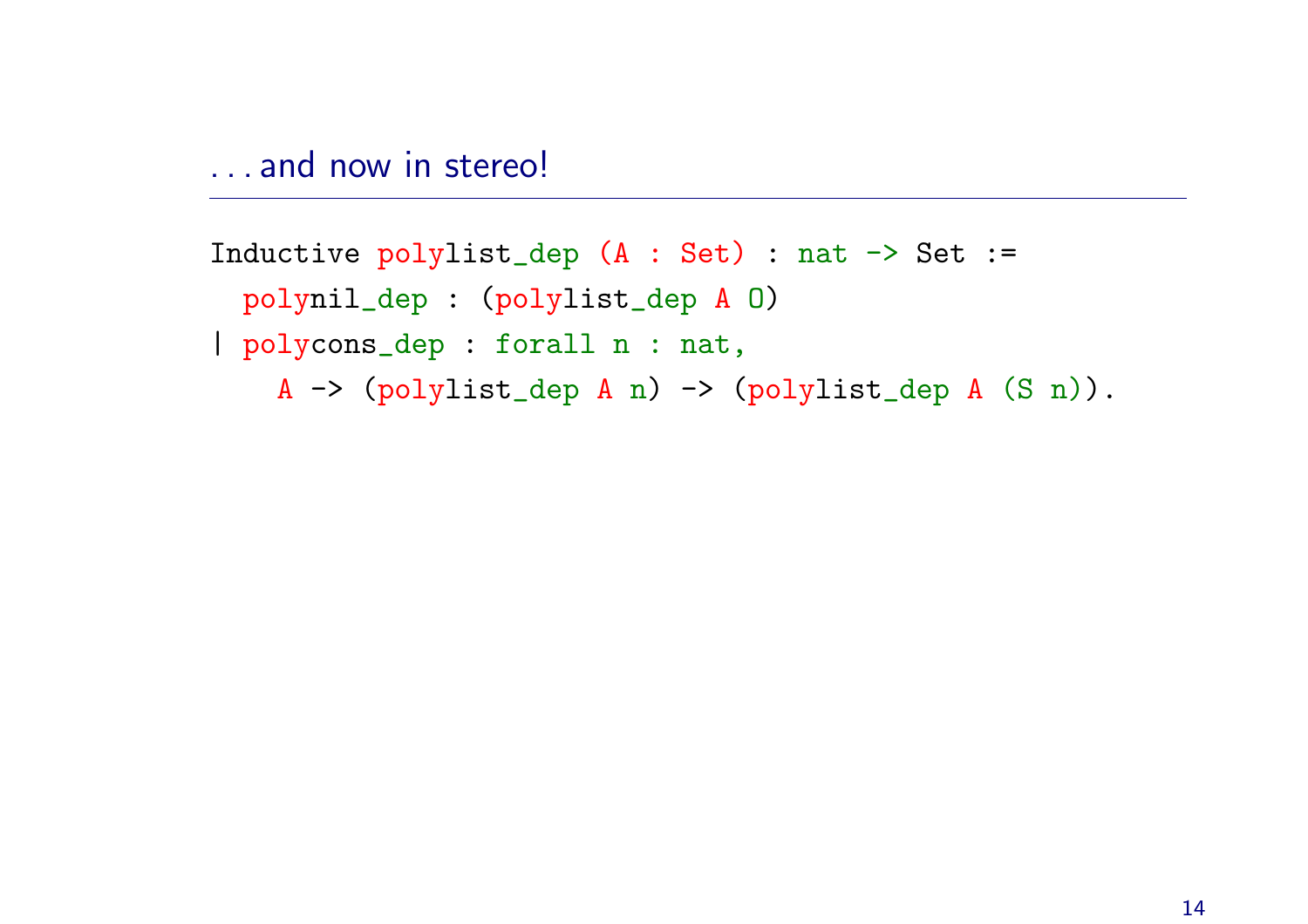## . . . and now in stereo!

```
Inductive polylist_dep (A : Set) : nat -> Set :=
  polynil_dep : (polylist_dep A O)
| polycons_dep : forall n : nat,
    A -> (polylist_dep A n) -> (polylist_dep A (S n)).
```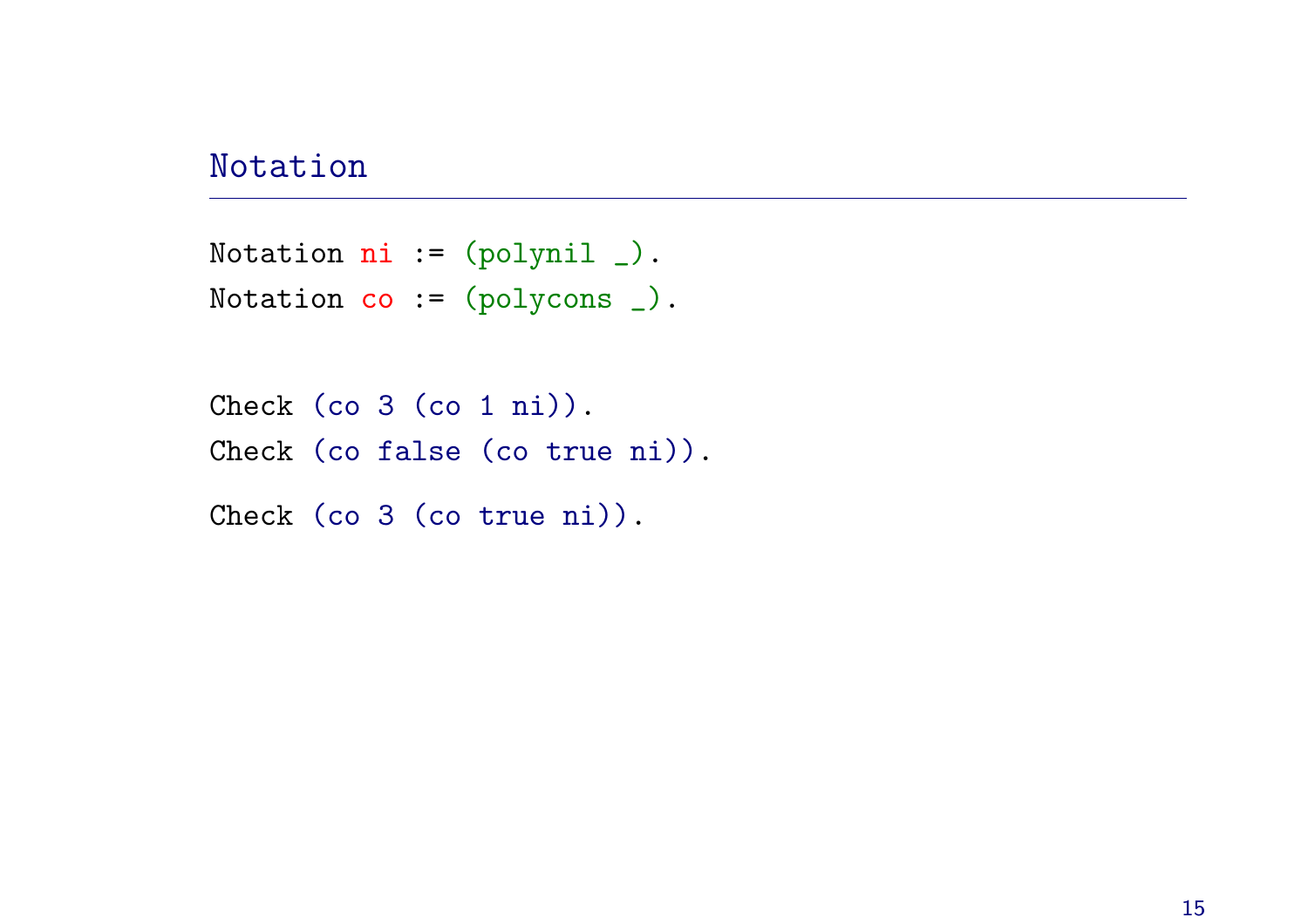## Notation

```
Notation ni := (polynil _).
Notation co := (polycons _).
```

```
Check (co 3 (co 1 ni)).
Check (co false (co true ni)).

Check (co 3 (co true ni)).
```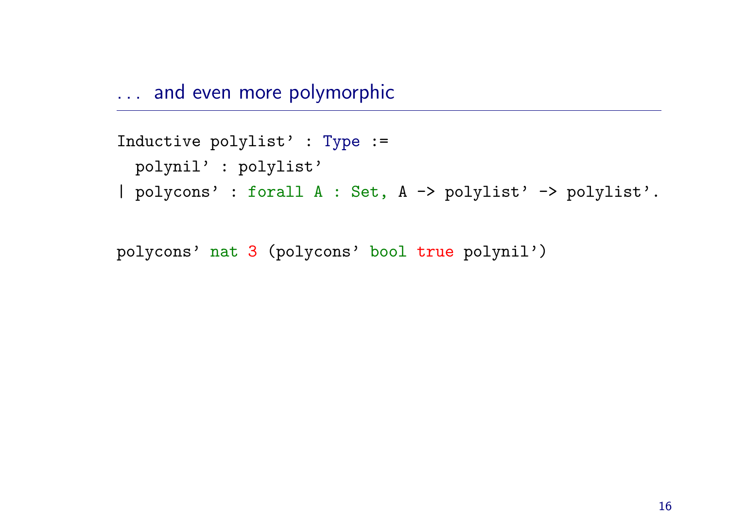## . . . and even more polymorphic

```
Inductive polylist' : Type :=
  polynil' : polylist'
| polycons' : forall A : Set, A -> polylist' -> polylist'.
```

```
polycons' nat 3 (polycons' bool true polynil')
```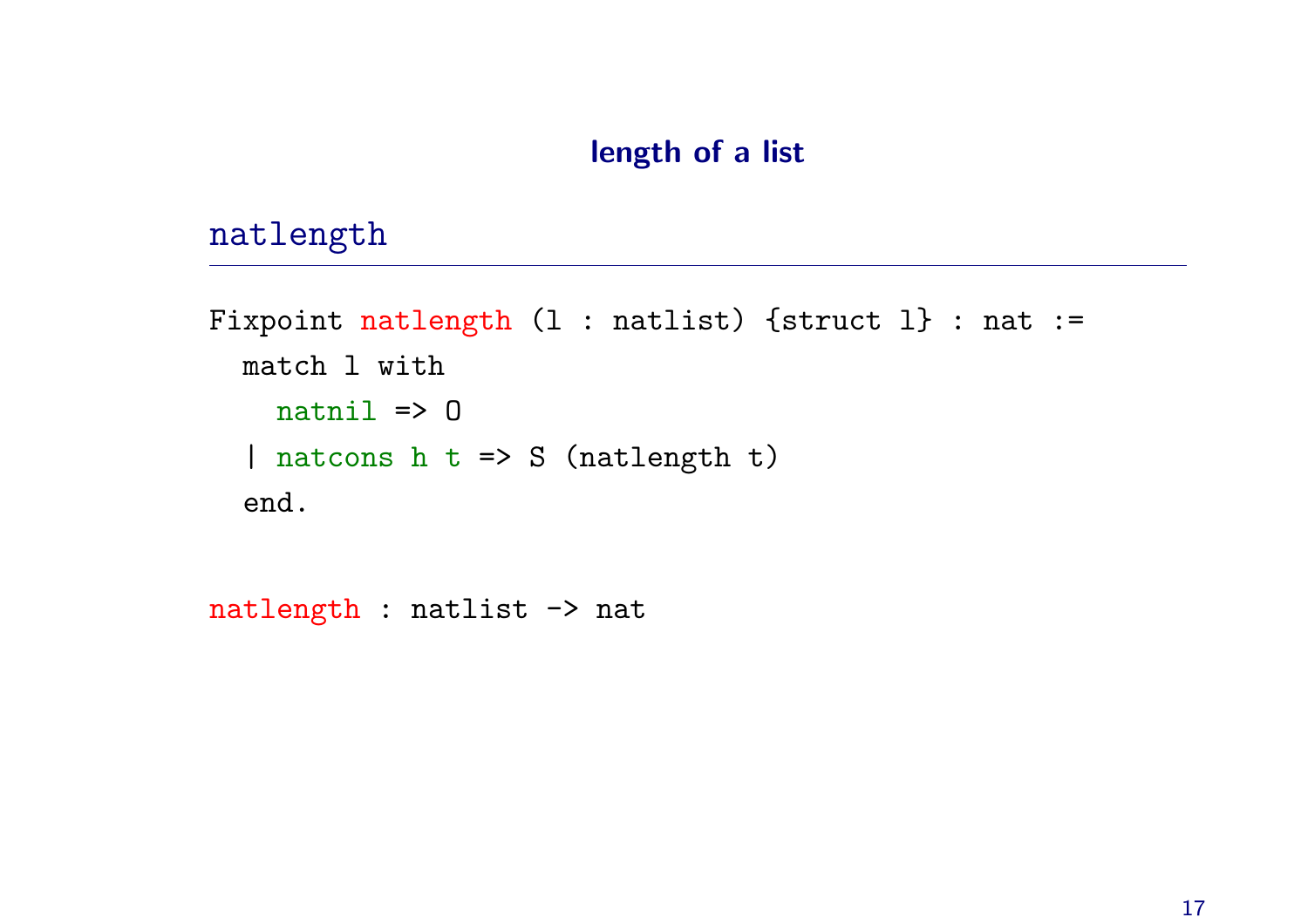# length of a list

## natlength

```
Fixpoint natlength (l : natlist) {struct l} : nat :=
  match l with
    natnil => O
  | natcons h t => S (natlength t)
  end.
```

```
natlength : natlist -> nat
```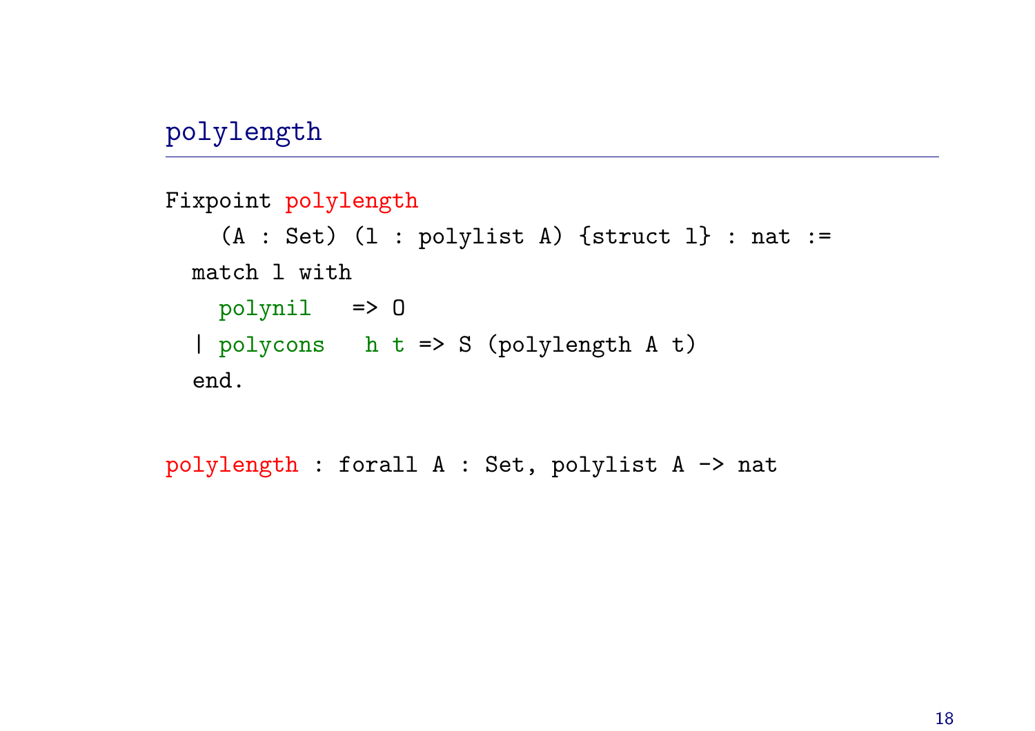## polylength

```
Fixpoint polylength
    (A : Set) (l : polylist A) {struct l} : nat :=
  match l with
    polynil   => O
  | polycons   h t => S (polylength A t)
  end.
```

```
polylength : forall A : Set, polylist A -> nat
```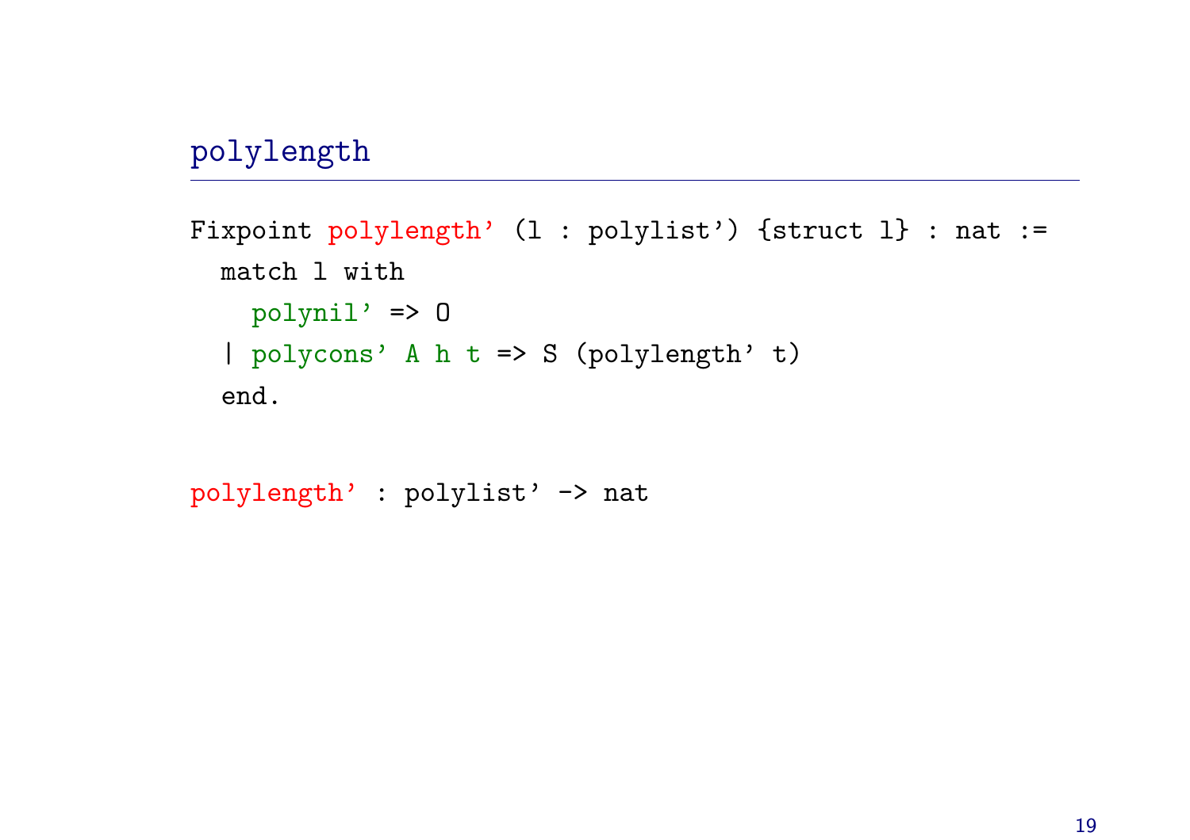## polylength

```
Fixpoint polylength' (l : polylist') {struct l} : nat :=
  match l with
    polynil' => O
  | polycons' A h t => S (polylength' t)
  end.
```

```
polylength' : polylist' -> nat
```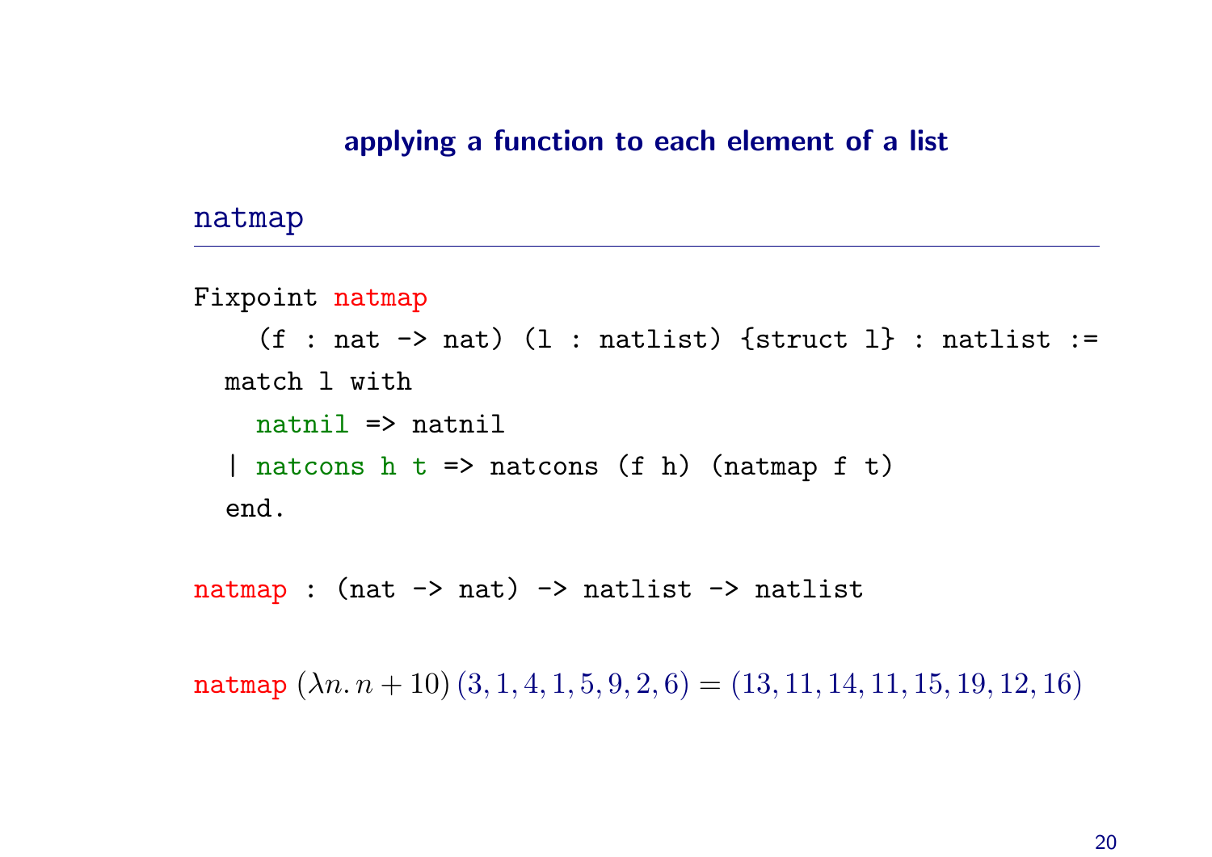## applying a function to each element of a list

### natmap

```
Fixpoint natmap
    (f : nat -> nat) (l : natlist) {struct l} : natlist :=
  match l with
    natnil => natnil
  | natcons h t => natcons (f h) (natmap f t)
  end.
```

```
natmap : (nat -> nat) -> natlist -> natlist
```

natmap $(\lambda n.\, n + 10)\, (3, 1, 4, 1, 5, 9, 2, 6) = (13, 11, 14, 11, 15, 19, 12, 16)$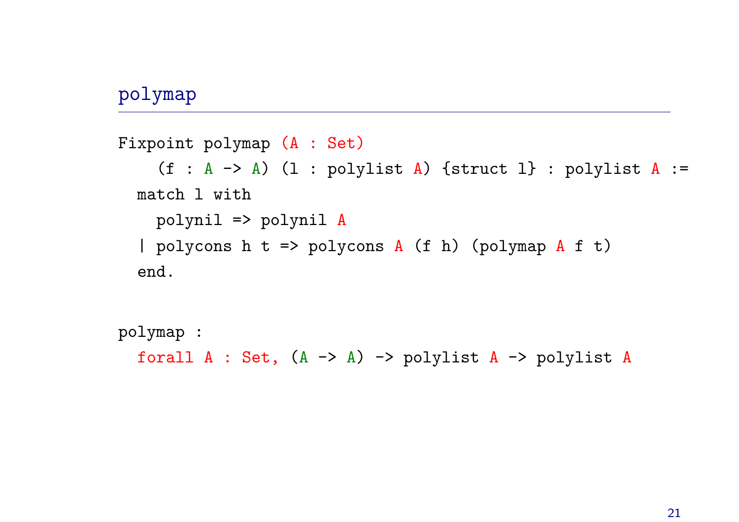# polymap

```
Fixpoint polymap (A : Set)
    (f : A -> A) (l : polylist A) {struct l} : polylist A :=
  match l with
    polynil => polynil A
  | polycons h t => polycons A (f h) (polymap A f t)
  end.
```

```
polymap :
  forall A : Set, (A -> A) -> polylist A -> polylist A
```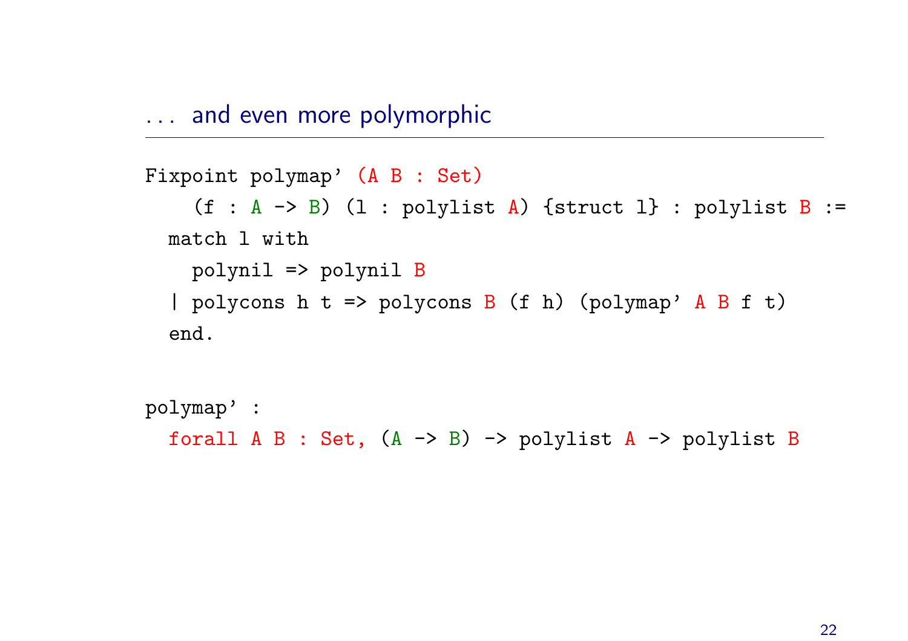## . . . and even more polymorphic

```
Fixpoint polymap' (A B : Set)
    (f : A -> B) (l : polylist A) {struct l} : polylist B :=
  match l with
    polynil => polynil B
  | polycons h t => polycons B (f h) (polymap' A B f t)
  end.
```

```
polymap' :
  forall A B : Set, (A -> B) -> polylist A -> polylist B
```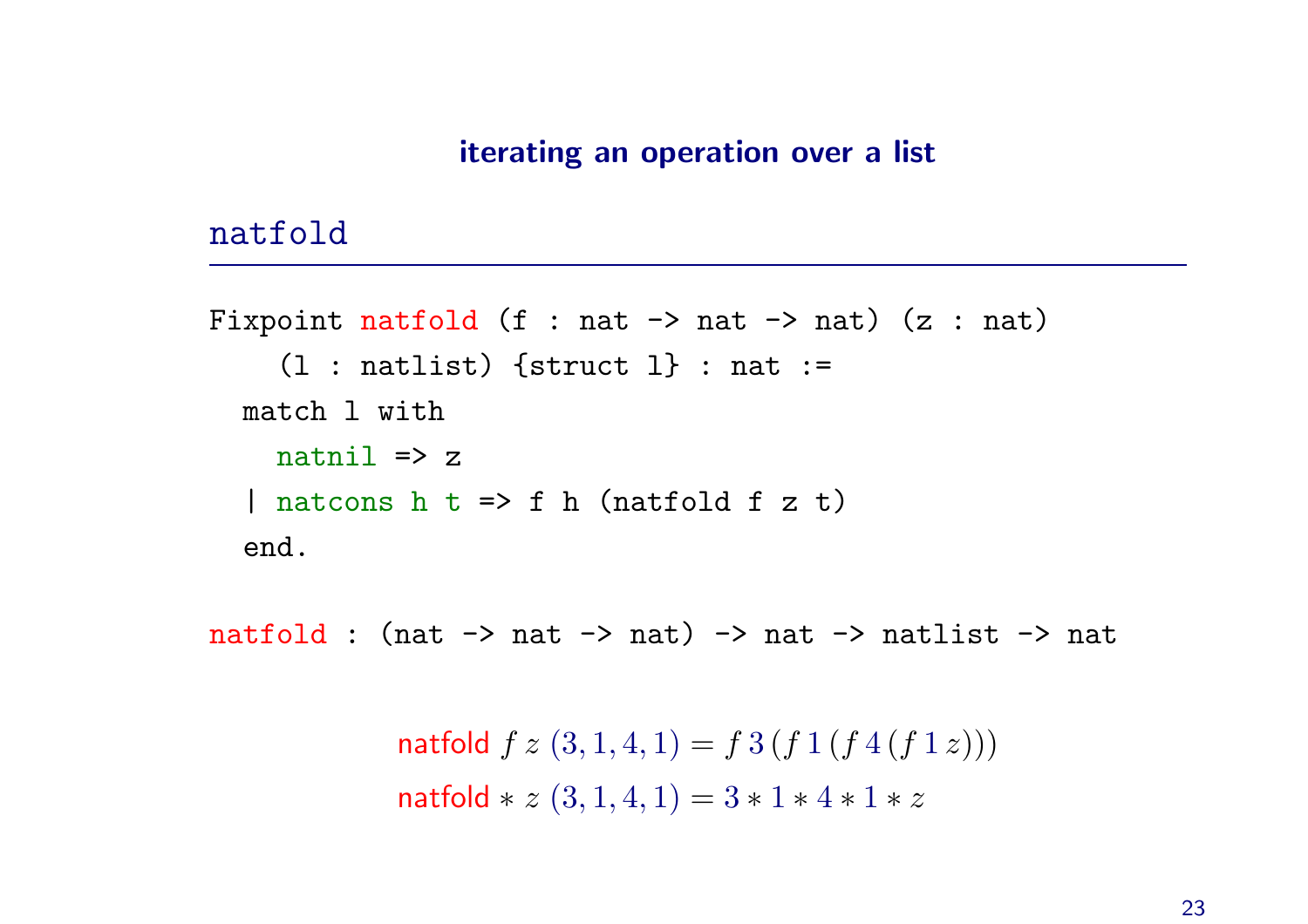## iterating an operation over a list

### natfold

```
Fixpoint natfold (f : nat -> nat -> nat) (z : nat)
    (l : natlist) {struct l} : nat :=
  match l with
    natnil => z
  | natcons h t => f h (natfold f z t)
  end.
```

```
natfold : (nat -> nat -> nat) -> nat -> natlist -> nat
```

$$\text{natfold}\; f\; z\; (3, 1, 4, 1) = f\; 3\; (f\; 1\; (f\; 4\; (f\; 1\; z)))$$

$$\text{natfold} * z\; (3, 1, 4, 1) = 3 * 1 * 4 * 1 * z$$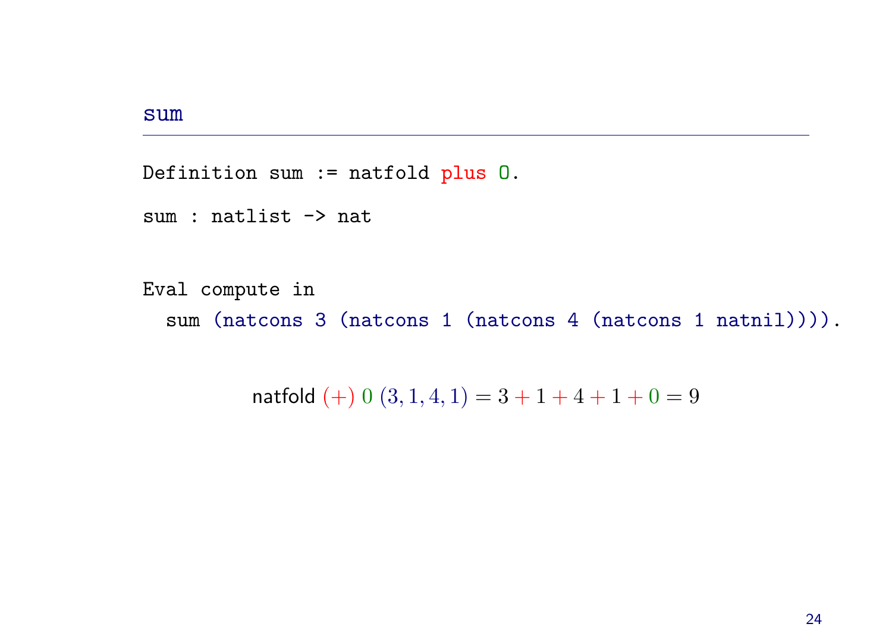## sum

```
Definition sum := natfold plus 0.

sum : natlist -> nat


Eval compute in
  sum (natcons 3 (natcons 1 (natcons 4 (natcons 1 natnil)))).
```

$$\text{natfold}\ (+)\ 0\ (3, 1, 4, 1) = 3 + 1 + 4 + 1 + 0 = 9$$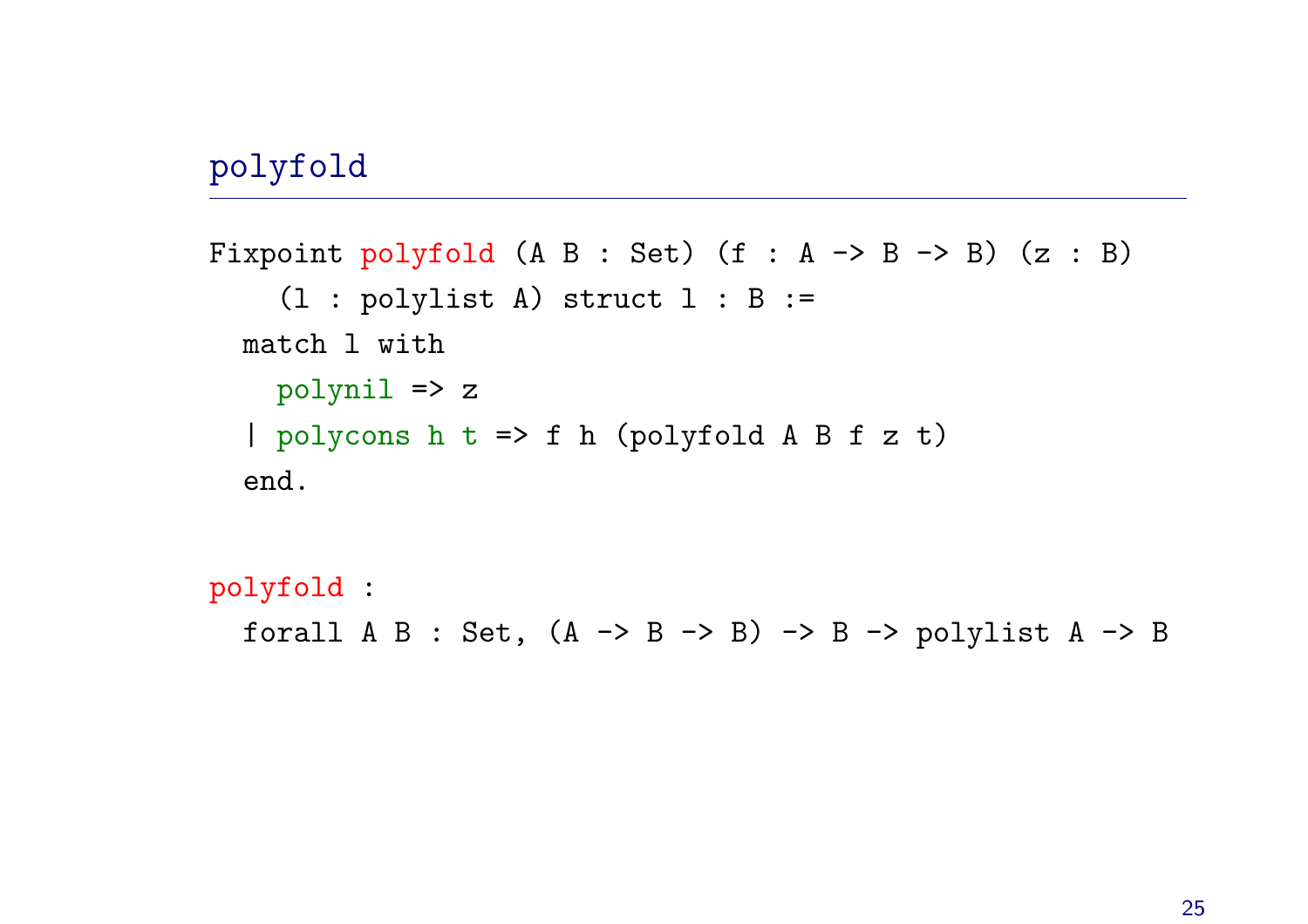## polyfold

```
Fixpoint polyfold (A B : Set) (f : A -> B -> B) (z : B)
    (l : polylist A) struct l : B :=
  match l with
    polynil => z
  | polycons h t => f h (polyfold A B f z t)
  end.
```

```
polyfold :
  forall A B : Set, (A -> B -> B) -> B -> polylist A -> B
```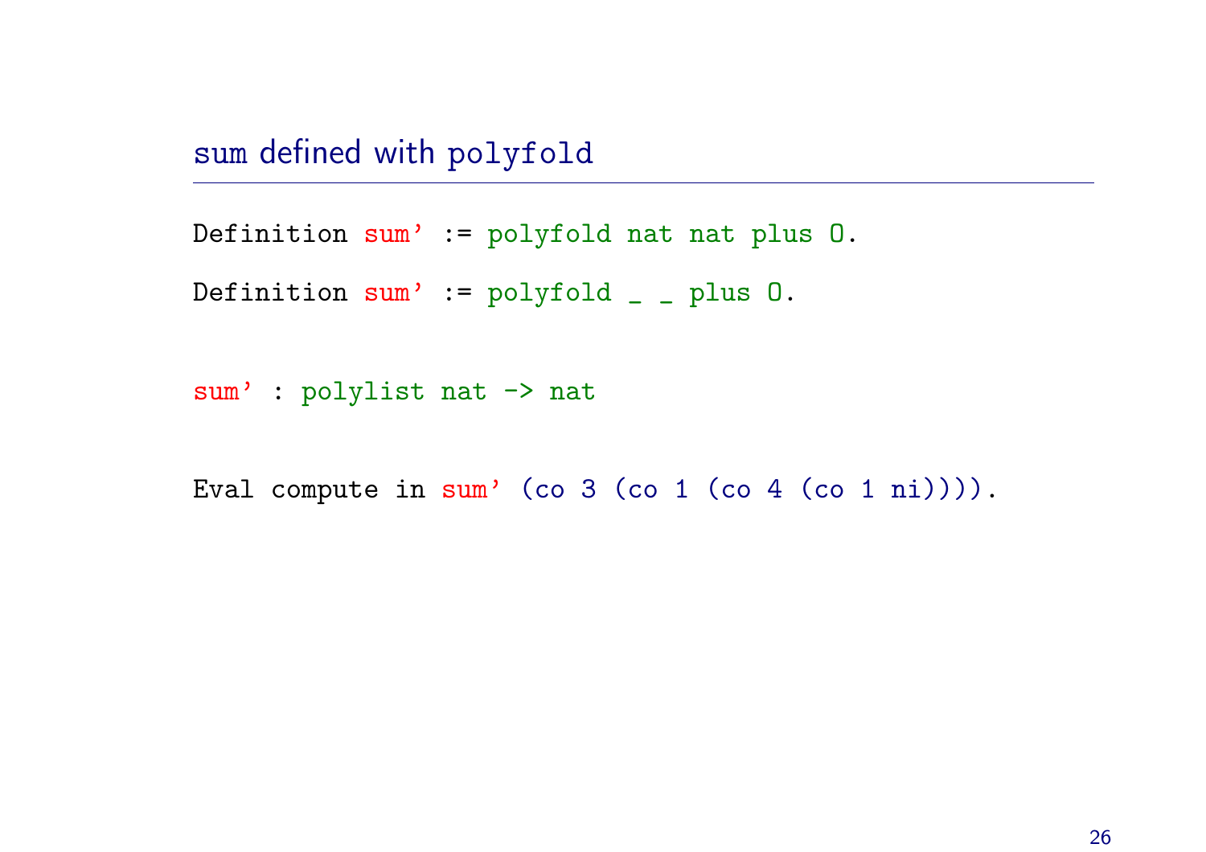## sum defined with polyfold

```
Definition sum' := polyfold nat nat plus O.

Definition sum' := polyfold _ _ plus O.
```

```
sum' : polylist nat -> nat
```

```
Eval compute in sum' (co 3 (co 1 (co 4 (co 1 ni)))).
```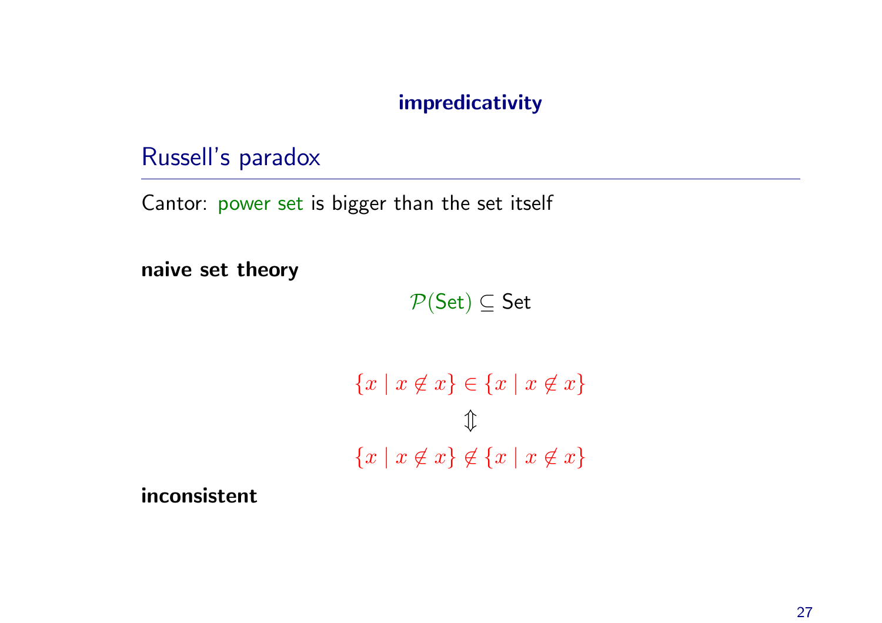**impredicativity**

## Russell's paradox

Cantor: power set is bigger than the set itself

**naive set theory**

$$\mathcal{P}(\mathsf{Set}) \subseteq \mathsf{Set}$$

$$\{x \mid x \notin x\} \in \{x \mid x \notin x\}$$

$$\Updownarrow$$

$$\{x \mid x \notin x\} \notin \{x \mid x \notin x\}$$

**inconsistent**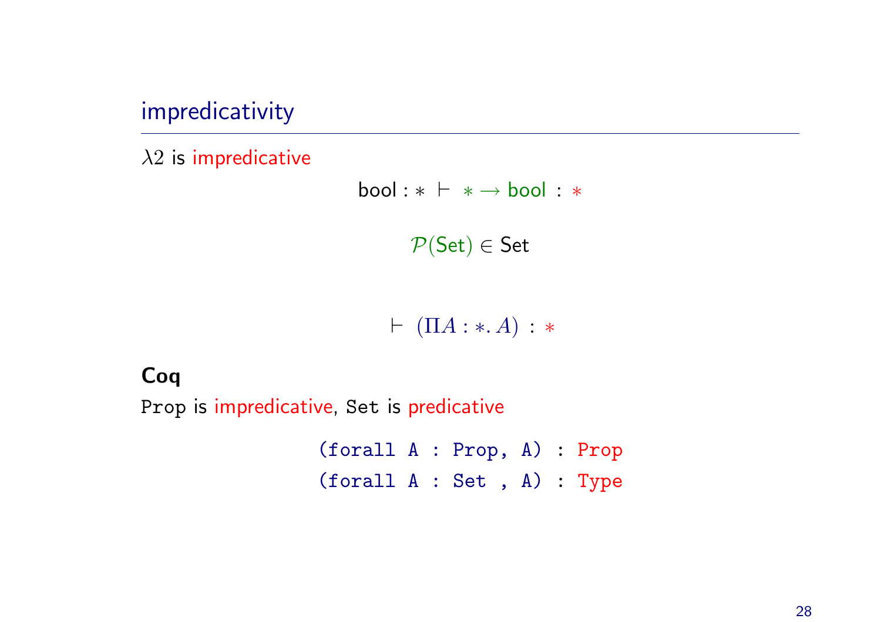## impredicativity

$\lambda 2$ is impredicative

$$\mathsf{bool} : * \ \vdash \ * \to \mathsf{bool} \ : \ *$$

$$\mathcal{P}(\mathsf{Set}) \in \mathsf{Set}$$

$$\vdash \ (\Pi A : *. \, A) \ : \ *$$

**Coq**

`Prop` is impredicative, `Set` is predicative

```
(forall A : Prop, A) : Prop
(forall A : Set , A) : Type
```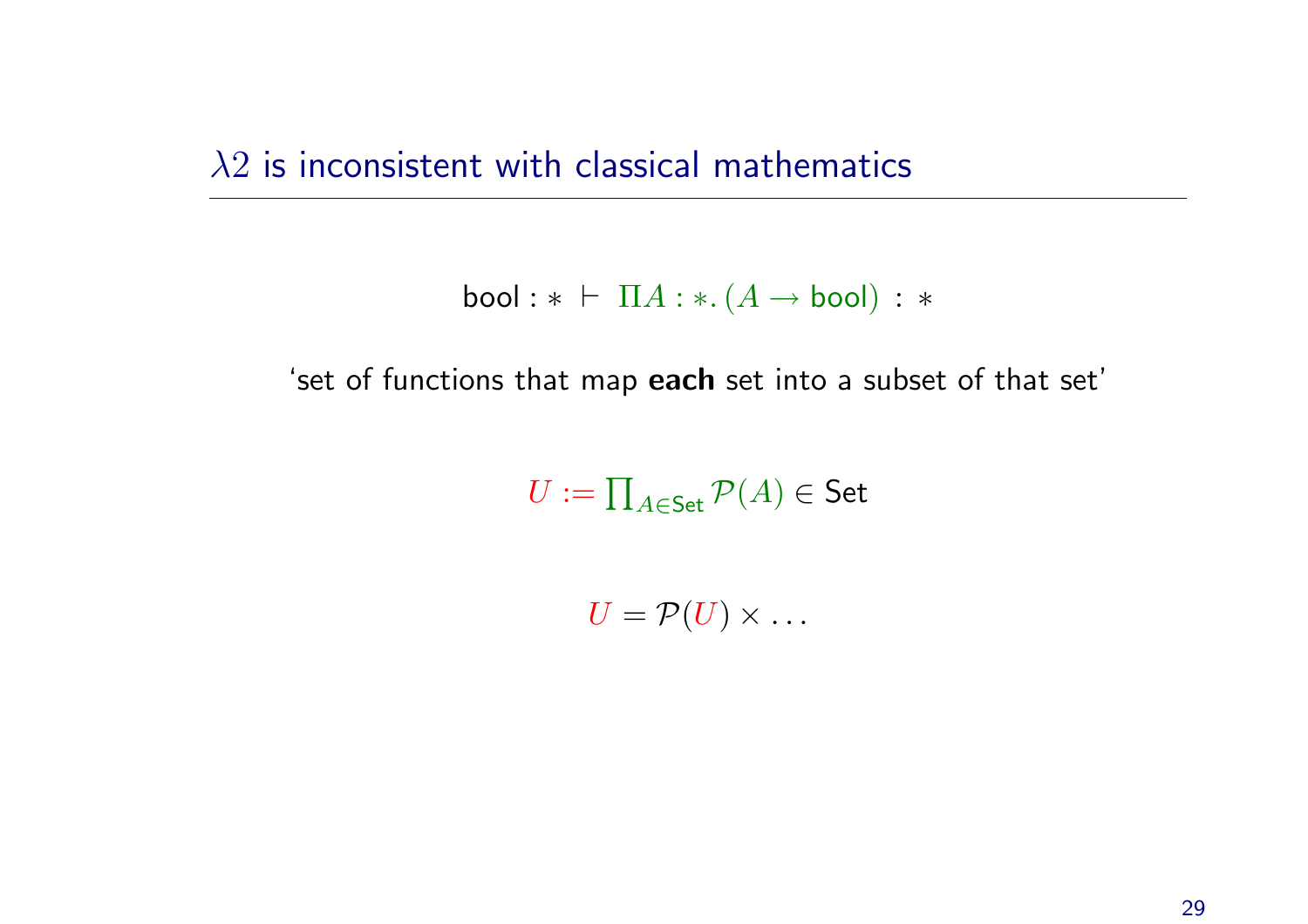## $\lambda 2$ is inconsistent with classical mathematics

$$\mathsf{bool} : * \;\vdash\; \Pi A : *.\, (A \to \mathsf{bool}) \;:\; *$$

'set of functions that map **each** set into a subset of that set'

$$U := \prod_{A \in \mathsf{Set}} \mathcal{P}(A) \in \mathsf{Set}$$

$$U = \mathcal{P}(U) \times \ldots$$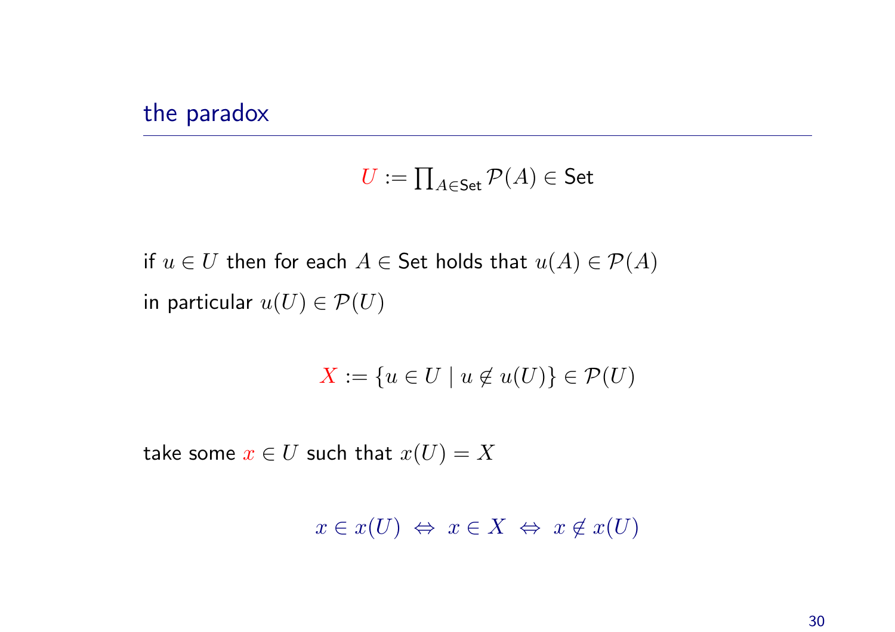## the paradox

$$U := \prod_{A \in \mathsf{Set}} \mathcal{P}(A) \in \mathsf{Set}$$

if $u \in U$ then for each $A \in \mathsf{Set}$ holds that $u(A) \in \mathcal{P}(A)$

in particular $u(U) \in \mathcal{P}(U)$

$$X := \{u \in U \mid u \notin u(U)\} \in \mathcal{P}(U)$$

take some $x \in U$ such that $x(U) = X$

$$x \in x(U) \ \Leftrightarrow \ x \in X \ \Leftrightarrow \ x \notin x(U)$$